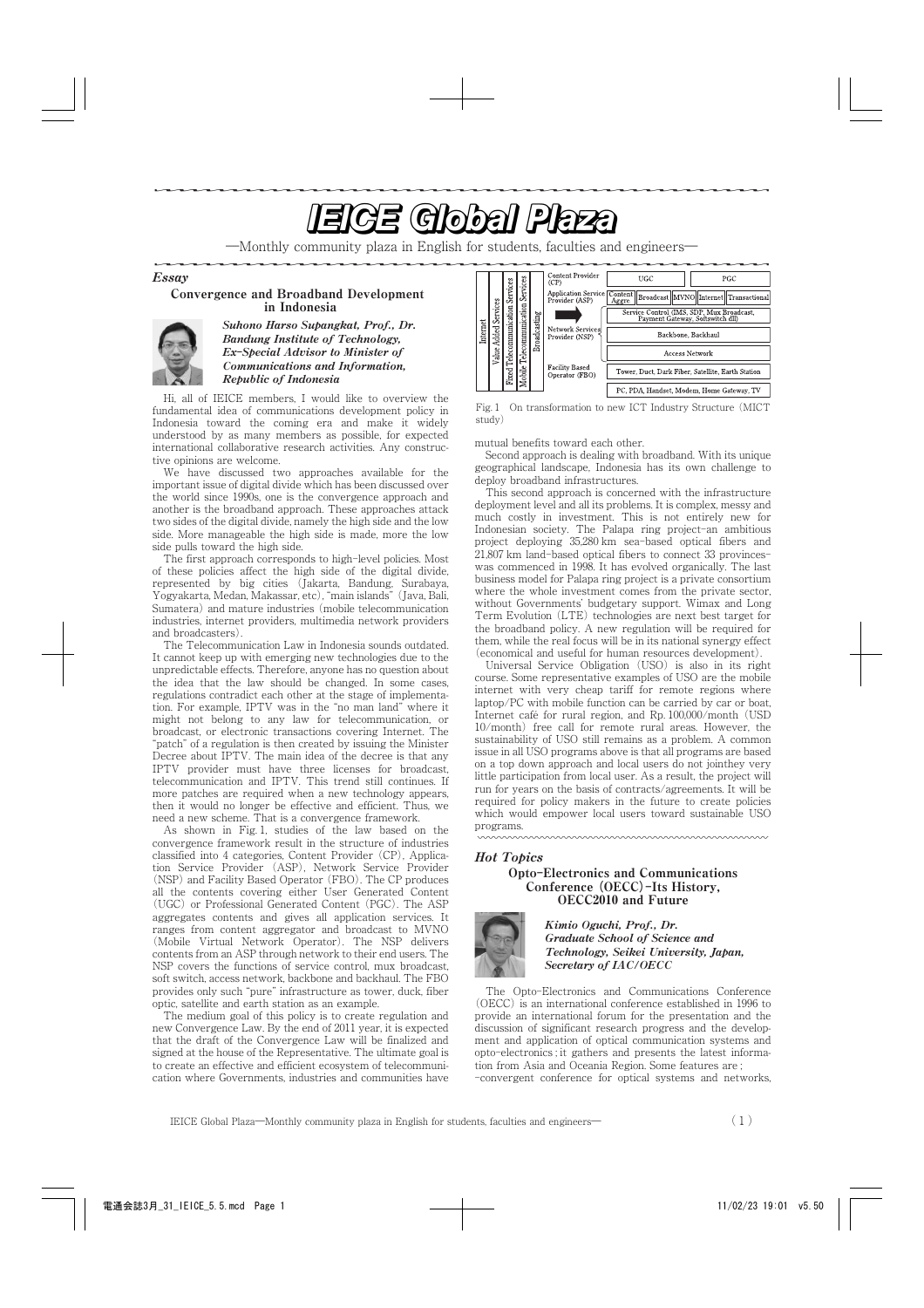# IEICE Global Plaza

—Monthly community plaza in English for students, faculties and engineers—

## *Essay*

### Convergence and Broadband Development in Indonesia

***Suhono Harso Supangkat, Prof., Dr.***
***Bandung Institute of Technology,***
***Ex-Special Advisor to Minister of Communications and Information, Republic of Indonesia***

Hi, all of IEICE members, I would like to overview the fundamental idea of communications development policy in Indonesia toward the coming era and make it widely understood by as many members as possible, for expected international collaborative research activities. Any constructive opinions are welcome.

We have discussed two approaches available for the important issue of digital divide which has been discussed over the world since 1990s, one is the convergence approach and another is the broadband approach. These approaches attack two sides of the digital divide, namely the high side and the low side. More manageable the high side is made, more the low side pulls toward the high side.

The first approach corresponds to high-level policies. Most of these policies affect the high side of the digital divide, represented by big cities (Jakarta, Bandung, Surabaya, Yogyakarta, Medan, Makassar, etc), "main islands" (Java, Bali, Sumatera) and mature industries (mobile telecommunication industries, internet providers, multimedia network providers and broadcasters).

The Telecommunication Law in Indonesia sounds outdated. It cannot keep up with emerging new technologies due to the unpredictable effects. Therefore, anyone has no question about the idea that the law should be changed. In some cases, regulations contradict each other at the stage of implementation. For example, IPTV was in the "no man land" where it might not belong to any law for telecommunication, or broadcast, or electronic transactions covering Internet. The "patch" of a regulation is then created by issuing the Minister Decree about IPTV. The main idea of the decree is that any IPTV provider must have three licenses for broadcast, telecommunication and IPTV. This trend still continues. If more patches are required when a new technology appears, then it would no longer be effective and efficient. Thus, we need a new scheme. That is a convergence framework.

As shown in Fig. 1, studies of the law based on the convergence framework result in the structure of industries classified into 4 categories, Content Provider (CP), Application Service Provider (ASP), Network Service Provider (NSP) and Facility Based Operator (FBO). The CP produces all the contents covering either User Generated Content (UGC) or Professional Generated Content (PGC). The ASP aggregates contents and gives all application services. It ranges from content aggregator and broadcast to MVNO (Mobile Virtual Network Operator). The NSP delivers contents from an ASP through network to their end users. The NSP covers the functions of service control, mux broadcast, soft switch, access network, backbone and backhaul. The FBO provides only such "pure" infrastructure as tower, duck, fiber optic, satellite and earth station as an example.

The medium goal of this policy is to create regulation and new Convergence Law. By the end of 2011 year, it is expected that the draft of the Convergence Law will be finalized and signed at the house of the Representative. The ultimate goal is to create an effective and efficient ecosystem of telecommunication where Governments, industries and communities have mutual benefits toward each other.

| Internet / Value Added Services / Fixed Telecommunication Services / Mobile Telecommunication Services / Broadcasting | | | | | |
|---|---|---|---|---|---|
| Content Provider (CP) | UGC | | | PGC | |
| Application Service Provider (ASP) | Content Aggre | Broadcast | MVNO | Internet | Transactional |
| Network Services Provider (NSP) | Service Control (IMS, SDP, Mux Broadcast, Payment Gateway, Softswitch dll) | | | | |
| | Backbone, Backhaul | | | | |
| | Access Network | | | | |
| Facility Based Operator (FBO) | Tower, Duct, Dark Fiber, Satellite, Earth Station | | | | |
| | PC, PDA, Handset, Modem, Home Gateway, TV | | | | |

Fig. 1 On transformation to new ICT Industry Structure (MICT study)

Second approach is dealing with broadband. With its unique geographical landscape, Indonesia has its own challenge to deploy broadband infrastructures.

This second approach is concerned with the infrastructure deployment level and all its problems. It is complex, messy and much costly in investment. This is not entirely new for Indonesian society. The Palapa ring project-an ambitious project deploying 35,280 km sea-based optical fibers and 21,807 km land-based optical fibers to connect 33 provinces-was commenced in 1998. It has evolved organically. The last business model for Palapa ring project is a private consortium where the whole investment comes from the private sector, without Governments' budgetary support. Wimax and Long Term Evolution (LTE) technologies are next best target for the broadband policy. A new regulation will be required for them, while the real focus will be in its national synergy effect (economical and useful for human resources development).

Universal Service Obligation (USO) is also in its right course. Some representative examples of USO are the mobile internet with very cheap tariff for remote regions where laptop/PC with mobile function can be carried by car or boat, Internet café for rural region, and Rp. 100,000/month (USD 10/month) free call for remote rural areas. However, the sustainability of USO still remains as a problem. A common issue in all USO programs above is that all programs are based on a top down approach and local users do not jointhey very little participation from local user. As a result, the project will run for years on the basis of contracts/agreements. It will be required for policy makers in the future to create policies which would empower local users toward sustainable USO programs.

## *Hot Topics*

### Opto-Electronics and Communications Conference (OECC)-Its History, OECC2010 and Future

***Kimio Oguchi, Prof., Dr.***
***Graduate School of Science and Technology, Seikei University, Japan,***
***Secretary of IAC/OECC***

The Opto-Electronics and Communications Conference (OECC) is an international conference established in 1996 to provide an international forum for the presentation and the discussion of significant research progress and the development and application of optical communication systems and opto-electronics ; it gathers and presents the latest information from Asia and Oceania Region. Some features are ;
-convergent conference for optical systems and networks,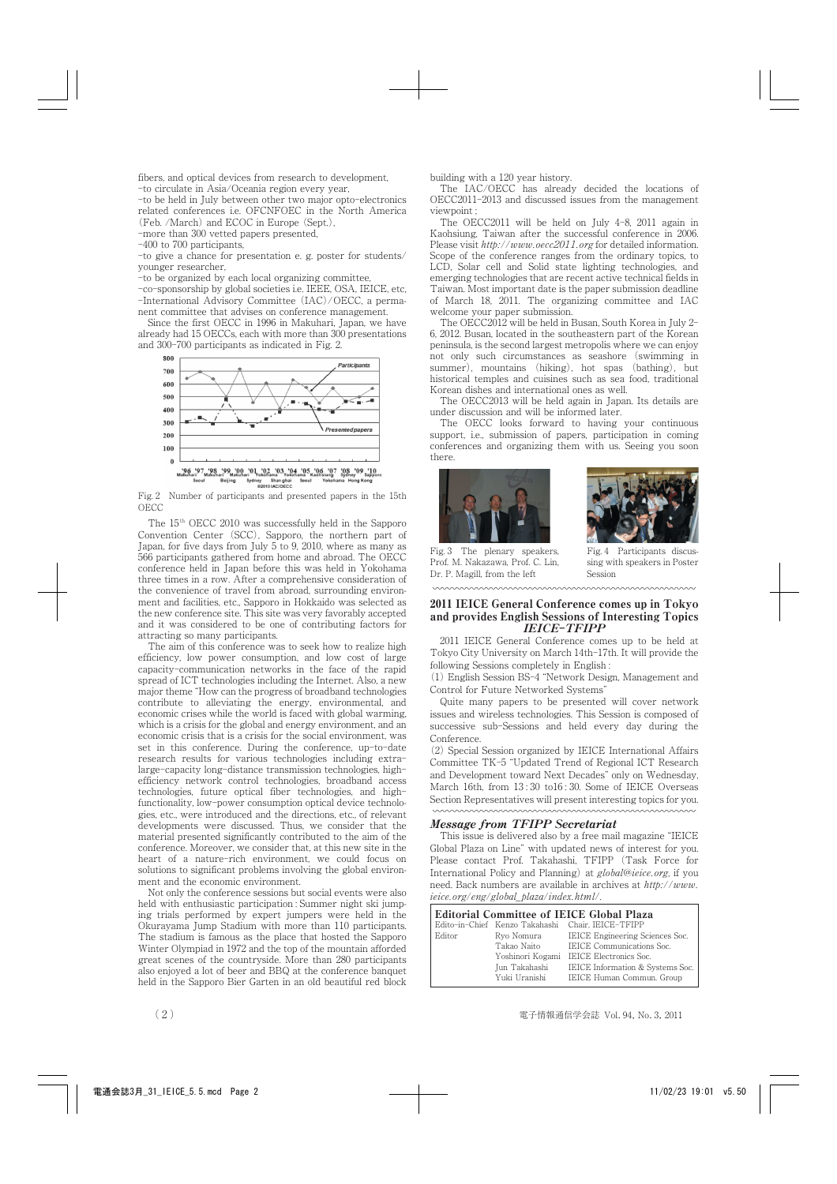fibers, and optical devices from research to development,
-to circulate in Asia/Oceania region every year,
-to be held in July between other two major opto-electronics related conferences i.e. OFCNFOEC in the North America (Feb. /March) and ECOC in Europe (Sept.),
-more than 300 vetted papers presented,
-400 to 700 participants,
-to give a chance for presentation e. g. poster for students/ younger researcher,
-to be organized by each local organizing committee,
-co-sponsorship by global societies i.e. IEEE, OSA, IEICE, etc.
-International Advisory Committee (IAC)/OECC, a permanent committee that advises on conference management.

Since the first OECC in 1996 in Makuhari, Japan, we have already had 15 OECCs, each with more than 300 presentations and 300-700 participants as indicated in Fig. 2.

800
700
600
500
400
300
200
100
0
Participants
Presented papers
'96 '97 '98 '99 '00 '01 '02 '03 '04 '05 '06 '07 '08 '09 '10
Makuhari Seoul Makuhari Beijing Makuhari Sydney Yokohama Shanghai Yokohama Seoul Kaohsiung Yokohama Sydney Hong Kong Sapporo
©2010 IAC/OECC

Fig. 2 Number of participants and presented papers in the 15th OECC

The 15th OECC 2010 was successfully held in the Sapporo Convention Center (SCC), Sapporo, the northern part of Japan, for five days from July 5 to 9, 2010, where as many as 566 participants gathered from home and abroad. The OECC conference held in Japan before this was held in Yokohama three times in a row. After a comprehensive consideration of the convenience of travel from abroad, surrounding environment and facilities, etc., Sapporo in Hokkaido was selected as the new conference site. This site was very favorably accepted and it was considered to be one of contributing factors for attracting so many participants.

The aim of this conference was to seek how to realize high efficiency, low power consumption, and low cost of large capacity-communication networks in the face of the rapid spread of ICT technologies including the Internet. Also, a new major theme "How can the progress of broadband technologies contribute to alleviating the energy, environmental, and economic crises while the world is faced with global warming, which is a crisis for the global and energy environment, and an economic crisis that is a crisis for the social environment, was set in this conference. During the conference, up-to-date research results for various technologies including extra-large-capacity long-distance transmission technologies, high-efficiency network control technologies, broadband access technologies, future optical fiber technologies, and high-functionality, low-power consumption optical device technologies, etc., were introduced and the directions, etc., of relevant developments were discussed. Thus, we consider that the material presented significantly contributed to the aim of the conference. Moreover, we consider that, at this new site in the heart of a nature-rich environment, we could focus on solutions to significant problems involving the global environment and the economic environment.

Not only the conference sessions but social events were also held with enthusiastic participation : Summer night ski jumping trials performed by expert jumpers were held in the Okurayama Jump Stadium with more than 110 participants. The stadium is famous as the place that hosted the Sapporo Winter Olympiad in 1972 and the top of the mountain afforded great scenes of the countryside. More than 280 participants also enjoyed a lot of beer and BBQ at the conference banquet held in the Sapporo Bier Garten in an old beautiful red block building with a 120 year history.

The IAC/OECC has already decided the locations of OECC2011-2013 and discussed issues from the management viewpoint ;

The OECC2011 will be held on July 4-8, 2011 again in Kaohsiung, Taiwan after the successful conference in 2006. Please visit *http://www.oecc2011.org* for detailed information. Scope of the conference ranges from the ordinary topics, to LCD, Solar cell and Solid state lighting technologies, and emerging technologies that are recent active technical fields in Taiwan. Most important date is the paper submission deadline of March 18, 2011. The organizing committee and IAC welcome your paper submission.

The OECC2012 will be held in Busan, South Korea in July 2-6, 2012. Busan, located in the southeastern part of the Korean peninsula, is the second largest metropolis where we can enjoy not only such circumstances as seashore (swimming in summer), mountains (hiking), hot spas (bathing), but historical temples and cuisines such as sea food, traditional Korean dishes and international ones as well.

The OECC2013 will be held again in Japan. Its details are under discussion and will be informed later.

The OECC looks forward to having your continuous support, i.e., submission of papers, participation in coming conferences and organizing them with us. Seeing you soon there.

Fig. 3 The plenary speakers, Prof. M. Nakazawa, Prof. C. Lin, Dr. P. Magill, from the left

Fig. 4 Participants discussing with speakers in Poster Session

## 2011 IEICE General Conference comes up in Tokyo and provides English Sessions of Interesting Topics

***IEICE-TFIPP***

2011 IEICE General Conference comes up to be held at Tokyo City University on March 14th-17th. It will provide the following Sessions completely in English :

(1) English Session BS-4 "Network Design, Management and Control for Future Networked Systems"

Quite many papers to be presented will cover network issues and wireless technologies. This Session is composed of successive sub-Sessions and held every day during the Conference.

(2) Special Session organized by IEICE International Affairs Committee TK-5 "Updated Trend of Regional ICT Research and Development toward Next Decades" only on Wednesday, March 16th, from 13 : 30 to16 : 30. Some of IEICE Overseas Section Representatives will present interesting topics for you.

### *Message from TFIPP Secretariat*

This issue is delivered also by a free mail magazine "IEICE Global Plaza on Line" with updated news of interest for you. Please contact Prof. Takahashi, TFIPP (Task Force for International Policy and Planning) at *global@ieice.org*, if you need. Back numbers are available in archives at *http://www.ieice.org/eng/global_plaza/index.html/*.

**Editorial Committee of IEICE Global Plaza**

| | | |
|---|---|---|
| Edito-in-Chief | Kenzo Takahashi | Chair, IEICE-TFIPP |
| Editor | Ryo Nomura | IEICE Engineering Sciences Soc. |
| | Takao Naito | IEICE Communications Soc. |
| | Yoshinori Kogami | IEICE Electronics Soc. |
| | Jun Takahashi | IEICE Information & Systems Soc. |
| | Yuki Uranishi | IEICE Human Commun. Group |